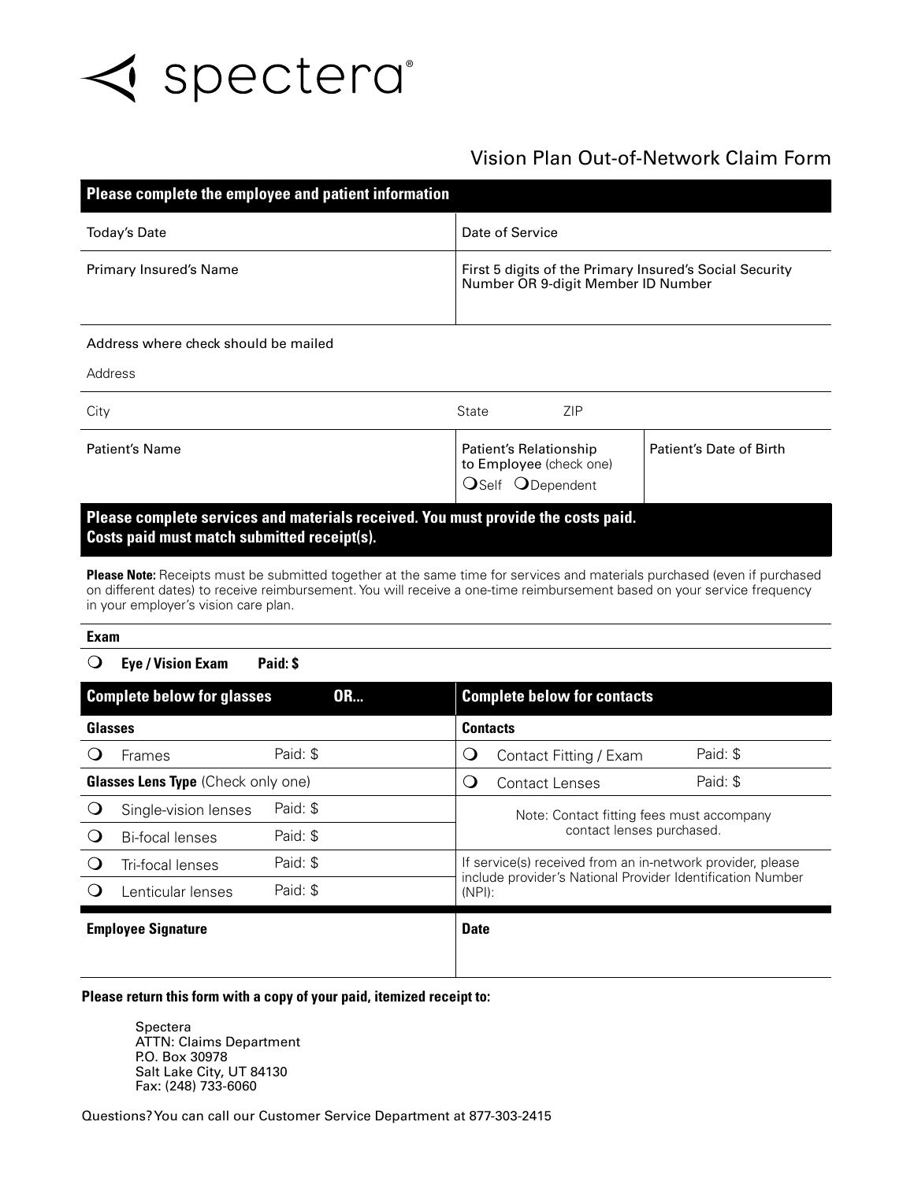spectera®

# Vision Plan Out-of-Network Claim Form

**Please complete the employee and patient information**

| Today's Date | Date of Service | |
|---|---|---|
| Primary Insured's Name | First 5 digits of the Primary Insured's Social Security Number OR 9-digit Member ID Number | |

Address where check should be mailed

Address

| City | State ZIP | |
|---|---|---|
| Patient's Name | Patient's Relationship to Employee (check one) ❍ Self ❍ Dependent | Patient's Date of Birth |

**Please complete services and materials received. You must provide the costs paid. Costs paid must match submitted receipt(s).**

**Please Note:** Receipts must be submitted together at the same time for services and materials purchased (even if purchased on different dates) to receive reimbursement. You will receive a one-time reimbursement based on your service frequency in your employer's vision care plan.

**Exam**

❍ **Eye / Vision Exam** **Paid: $**

| **Complete below for glasses OR...** | | **Complete below for contacts** | |
|---|---|---|---|
| **Glasses** | | **Contacts** | |
| ❍ Frames | Paid: $ | ❍ Contact Fitting / Exam | Paid: $ |
| **Glasses Lens Type** (Check only one) | | ❍ Contact Lenses | Paid: $ |
| ❍ Single-vision lenses | Paid: $ | Note: Contact fitting fees must accompany contact lenses purchased. | |
| ❍ Bi-focal lenses | Paid: $ | | |
| ❍ Tri-focal lenses | Paid: $ | If service(s) received from an in-network provider, please include provider's National Provider Identification Number (NPI): | |
| ❍ Lenticular lenses | Paid: $ | | |

| **Employee Signature** | **Date** |
|---|---|
| | |

**Please return this form with a copy of your paid, itemized receipt to:**

Spectera
ATTN: Claims Department
P.O. Box 30978
Salt Lake City, UT 84130
Fax: (248) 733-6060

Questions? You can call our Customer Service Department at 877-303-2415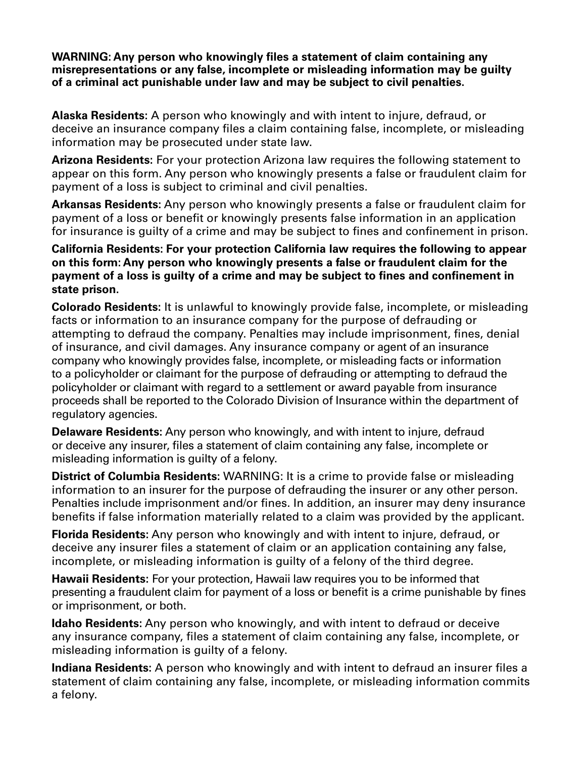**WARNING: Any person who knowingly files a statement of claim containing any misrepresentations or any false, incomplete or misleading information may be guilty of a criminal act punishable under law and may be subject to civil penalties.**

**Alaska Residents:** A person who knowingly and with intent to injure, defraud, or deceive an insurance company files a claim containing false, incomplete, or misleading information may be prosecuted under state law.

**Arizona Residents:** For your protection Arizona law requires the following statement to appear on this form. Any person who knowingly presents a false or fraudulent claim for payment of a loss is subject to criminal and civil penalties.

**Arkansas Residents:** Any person who knowingly presents a false or fraudulent claim for payment of a loss or benefit or knowingly presents false information in an application for insurance is guilty of a crime and may be subject to fines and confinement in prison.

**California Residents: For your protection California law requires the following to appear on this form: Any person who knowingly presents a false or fraudulent claim for the payment of a loss is guilty of a crime and may be subject to fines and confinement in state prison.**

**Colorado Residents:** It is unlawful to knowingly provide false, incomplete, or misleading facts or information to an insurance company for the purpose of defrauding or attempting to defraud the company. Penalties may include imprisonment, fines, denial of insurance, and civil damages. Any insurance company or agent of an insurance company who knowingly provides false, incomplete, or misleading facts or information to a policyholder or claimant for the purpose of defrauding or attempting to defraud the policyholder or claimant with regard to a settlement or award payable from insurance proceeds shall be reported to the Colorado Division of Insurance within the department of regulatory agencies.

**Delaware Residents:** Any person who knowingly, and with intent to injure, defraud or deceive any insurer, files a statement of claim containing any false, incomplete or misleading information is guilty of a felony.

**District of Columbia Residents:** WARNING: It is a crime to provide false or misleading information to an insurer for the purpose of defrauding the insurer or any other person. Penalties include imprisonment and/or fines. In addition, an insurer may deny insurance benefits if false information materially related to a claim was provided by the applicant.

**Florida Residents:** Any person who knowingly and with intent to injure, defraud, or deceive any insurer files a statement of claim or an application containing any false, incomplete, or misleading information is guilty of a felony of the third degree.

**Hawaii Residents:** For your protection, Hawaii law requires you to be informed that presenting a fraudulent claim for payment of a loss or benefit is a crime punishable by fines or imprisonment, or both.

**Idaho Residents:** Any person who knowingly, and with intent to defraud or deceive any insurance company, files a statement of claim containing any false, incomplete, or misleading information is guilty of a felony.

**Indiana Residents:** A person who knowingly and with intent to defraud an insurer files a statement of claim containing any false, incomplete, or misleading information commits a felony.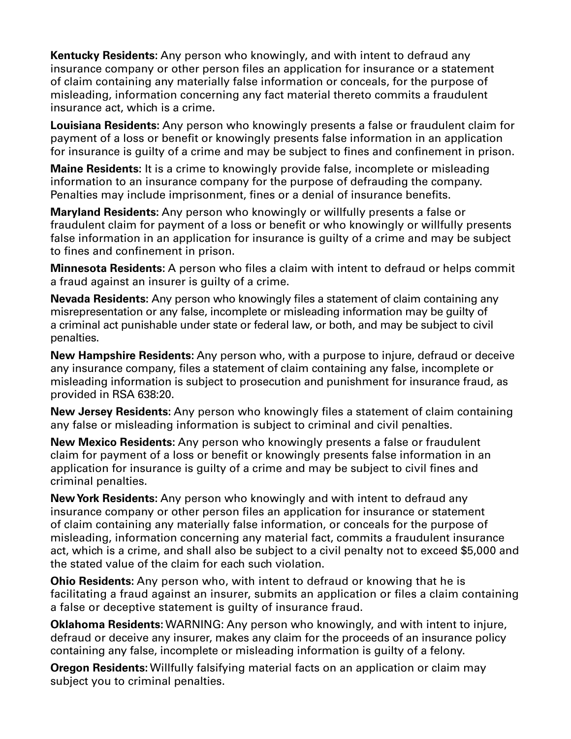**Kentucky Residents:** Any person who knowingly, and with intent to defraud any insurance company or other person files an application for insurance or a statement of claim containing any materially false information or conceals, for the purpose of misleading, information concerning any fact material thereto commits a fraudulent insurance act, which is a crime.

**Louisiana Residents:** Any person who knowingly presents a false or fraudulent claim for payment of a loss or benefit or knowingly presents false information in an application for insurance is guilty of a crime and may be subject to fines and confinement in prison.

**Maine Residents:** It is a crime to knowingly provide false, incomplete or misleading information to an insurance company for the purpose of defrauding the company. Penalties may include imprisonment, fines or a denial of insurance benefits.

**Maryland Residents:** Any person who knowingly or willfully presents a false or fraudulent claim for payment of a loss or benefit or who knowingly or willfully presents false information in an application for insurance is guilty of a crime and may be subject to fines and confinement in prison.

**Minnesota Residents:** A person who files a claim with intent to defraud or helps commit a fraud against an insurer is guilty of a crime.

**Nevada Residents:** Any person who knowingly files a statement of claim containing any misrepresentation or any false, incomplete or misleading information may be guilty of a criminal act punishable under state or federal law, or both, and may be subject to civil penalties.

**New Hampshire Residents:** Any person who, with a purpose to injure, defraud or deceive any insurance company, files a statement of claim containing any false, incomplete or misleading information is subject to prosecution and punishment for insurance fraud, as provided in RSA 638:20.

**New Jersey Residents:** Any person who knowingly files a statement of claim containing any false or misleading information is subject to criminal and civil penalties.

**New Mexico Residents:** Any person who knowingly presents a false or fraudulent claim for payment of a loss or benefit or knowingly presents false information in an application for insurance is guilty of a crime and may be subject to civil fines and criminal penalties.

**New York Residents:** Any person who knowingly and with intent to defraud any insurance company or other person files an application for insurance or statement of claim containing any materially false information, or conceals for the purpose of misleading, information concerning any material fact, commits a fraudulent insurance act, which is a crime, and shall also be subject to a civil penalty not to exceed $5,000 and the stated value of the claim for each such violation.

**Ohio Residents:** Any person who, with intent to defraud or knowing that he is facilitating a fraud against an insurer, submits an application or files a claim containing a false or deceptive statement is guilty of insurance fraud.

**Oklahoma Residents:** WARNING: Any person who knowingly, and with intent to injure, defraud or deceive any insurer, makes any claim for the proceeds of an insurance policy containing any false, incomplete or misleading information is guilty of a felony.

**Oregon Residents:** Willfully falsifying material facts on an application or claim may subject you to criminal penalties.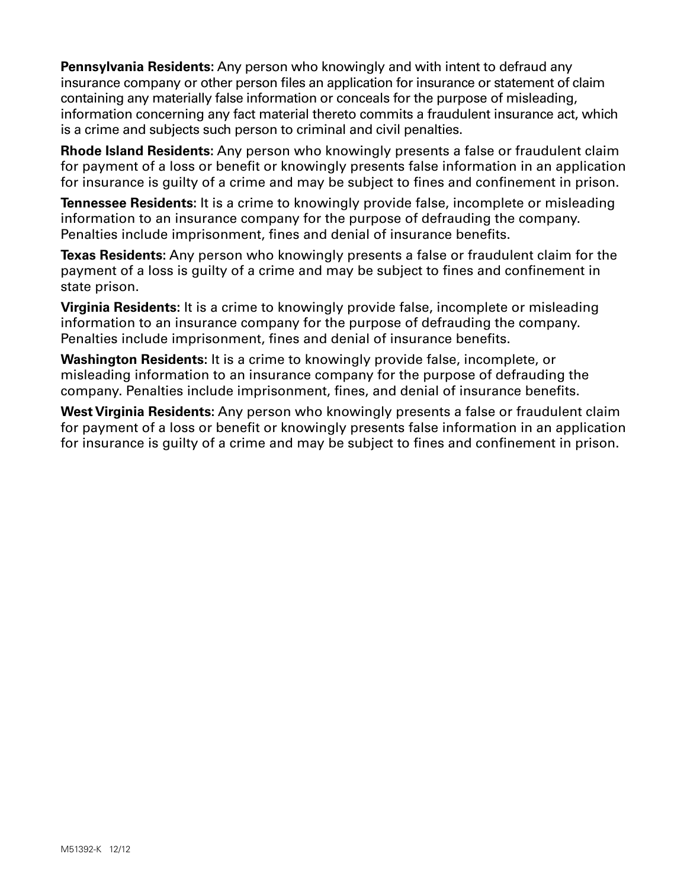**Pennsylvania Residents:** Any person who knowingly and with intent to defraud any insurance company or other person files an application for insurance or statement of claim containing any materially false information or conceals for the purpose of misleading, information concerning any fact material thereto commits a fraudulent insurance act, which is a crime and subjects such person to criminal and civil penalties.

**Rhode Island Residents:** Any person who knowingly presents a false or fraudulent claim for payment of a loss or benefit or knowingly presents false information in an application for insurance is guilty of a crime and may be subject to fines and confinement in prison.

**Tennessee Residents:** It is a crime to knowingly provide false, incomplete or misleading information to an insurance company for the purpose of defrauding the company. Penalties include imprisonment, fines and denial of insurance benefits.

**Texas Residents:** Any person who knowingly presents a false or fraudulent claim for the payment of a loss is guilty of a crime and may be subject to fines and confinement in state prison.

**Virginia Residents:** It is a crime to knowingly provide false, incomplete or misleading information to an insurance company for the purpose of defrauding the company. Penalties include imprisonment, fines and denial of insurance benefits.

**Washington Residents:** It is a crime to knowingly provide false, incomplete, or misleading information to an insurance company for the purpose of defrauding the company. Penalties include imprisonment, fines, and denial of insurance benefits.

**West Virginia Residents:** Any person who knowingly presents a false or fraudulent claim for payment of a loss or benefit or knowingly presents false information in an application for insurance is guilty of a crime and may be subject to fines and confinement in prison.

M51392-K 12/12